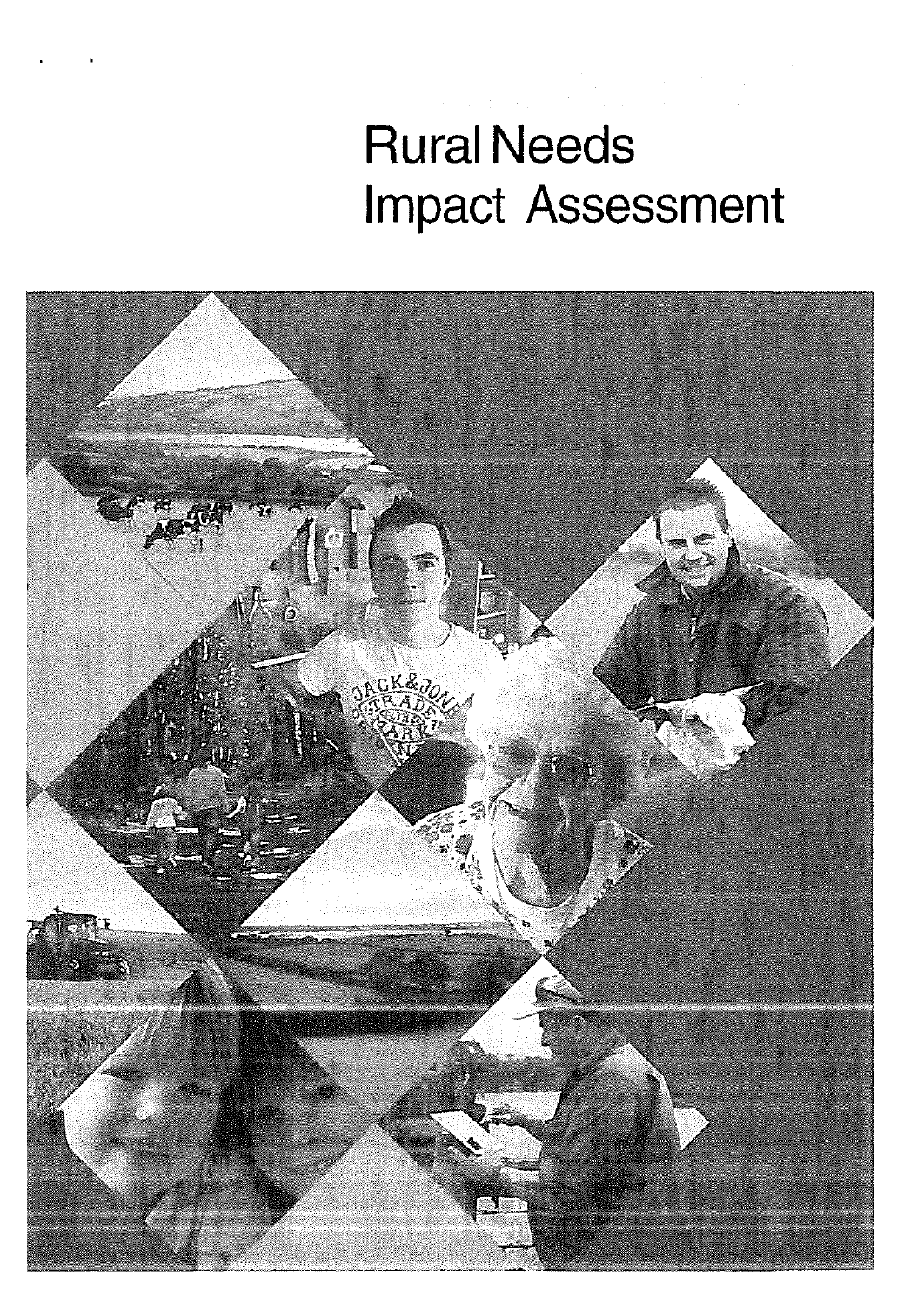# Rural Needs Impact Assessment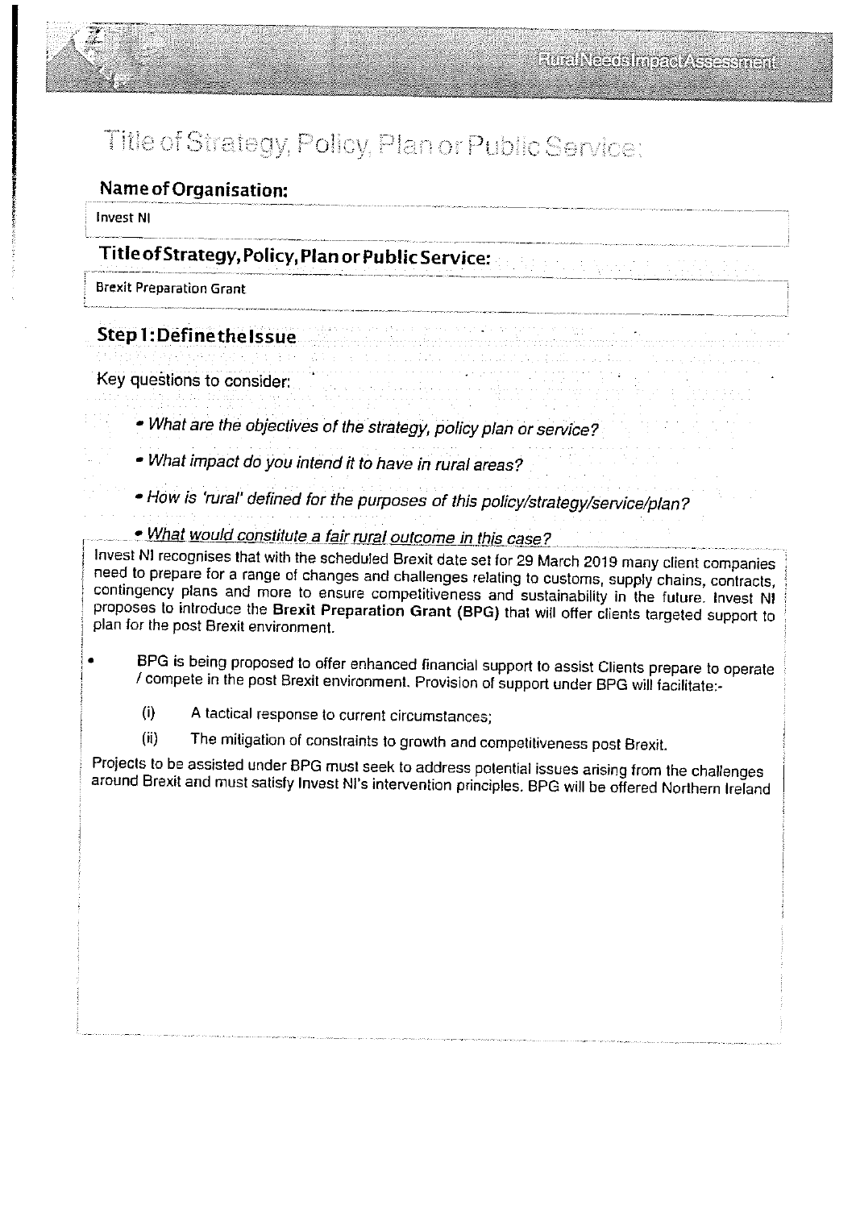# Title of Strategy, Policy, Plan or Public Service:

## Name of Organisation:

Invest NI

## Title of Strategy, Policy, Plan or Public Service:

Brexit Preparation Grant

## Step 1: Define the Issue

Key questions to consider:

- *What are the objectives of the strategy, policy plan or service?*
- *What impact do you intend it to have in rural areas?*
- *How is 'rural' defined for the purposes of this policy/strategy/service/plan?*
- *What would constitute a fair rural outcome in this case?*

Invest NI recognises that with the scheduled Brexit date set for 29 March 2019 many client companies need to prepare for a range of changes and challenges relating to customs, supply chains, contracts, contingency plans and more to ensure competitiveness and sustainability in the future. Invest NI proposes to introduce the **Brexit Preparation Grant (BPG)** that will offer clients targeted support to plan for the post Brexit environment.

- BPG is being proposed to offer enhanced financial support to assist Clients prepare to operate / compete in the post Brexit environment. Provision of support under BPG will facilitate:-

  (i) A tactical response to current circumstances;

  (ii) The mitigation of constraints to growth and competitiveness post Brexit.

Projects to be assisted under BPG must seek to address potential issues arising from the challenges around Brexit and must satisfy Invest NI's intervention principles. BPG will be offered Northern Ireland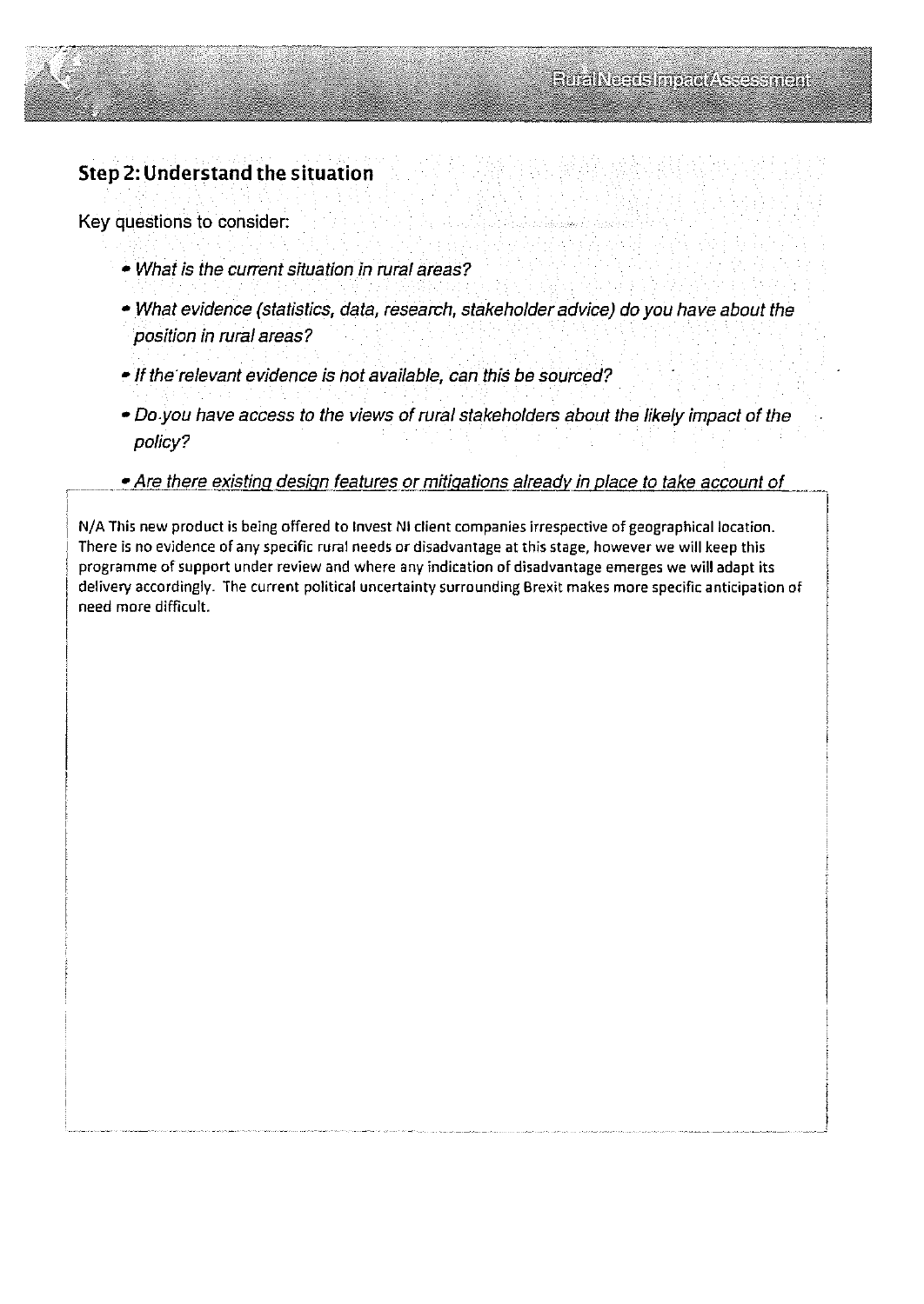## Step 2: Understand the situation

Key questions to consider:

- *What is the current situation in rural areas?*
- *What evidence (statistics, data, research, stakeholder advice) do you have about the position in rural areas?*
- *If the relevant evidence is not available, can this be sourced?*
- *Do you have access to the views of rural stakeholders about the likely impact of the policy?*
- *Are there existing design features or mitigations already in place to take account of*

N/A This new product is being offered to Invest NI client companies irrespective of geographical location. There is no evidence of any specific rural needs or disadvantage at this stage, however we will keep this programme of support under review and where any indication of disadvantage emerges we will adapt its delivery accordingly. The current political uncertainty surrounding Brexit makes more specific anticipation of need more difficult.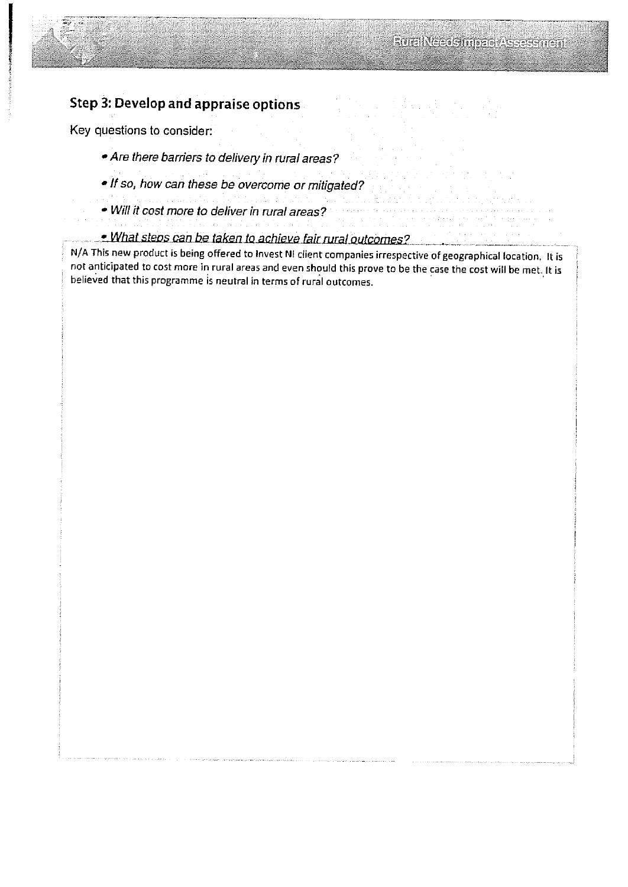## Step 3: Develop and appraise options

Key questions to consider:

- *Are there barriers to delivery in rural areas?*
- *If so, how can these be overcome or mitigated?*
- *Will it cost more to deliver in rural areas?*
- *What steps can be taken to achieve fair rural outcomes?*

N/A This new product is being offered to Invest NI client companies irrespective of geographical location. It is not anticipated to cost more in rural areas and even should this prove to be the case the cost will be met. It is believed that this programme is neutral in terms of rural outcomes.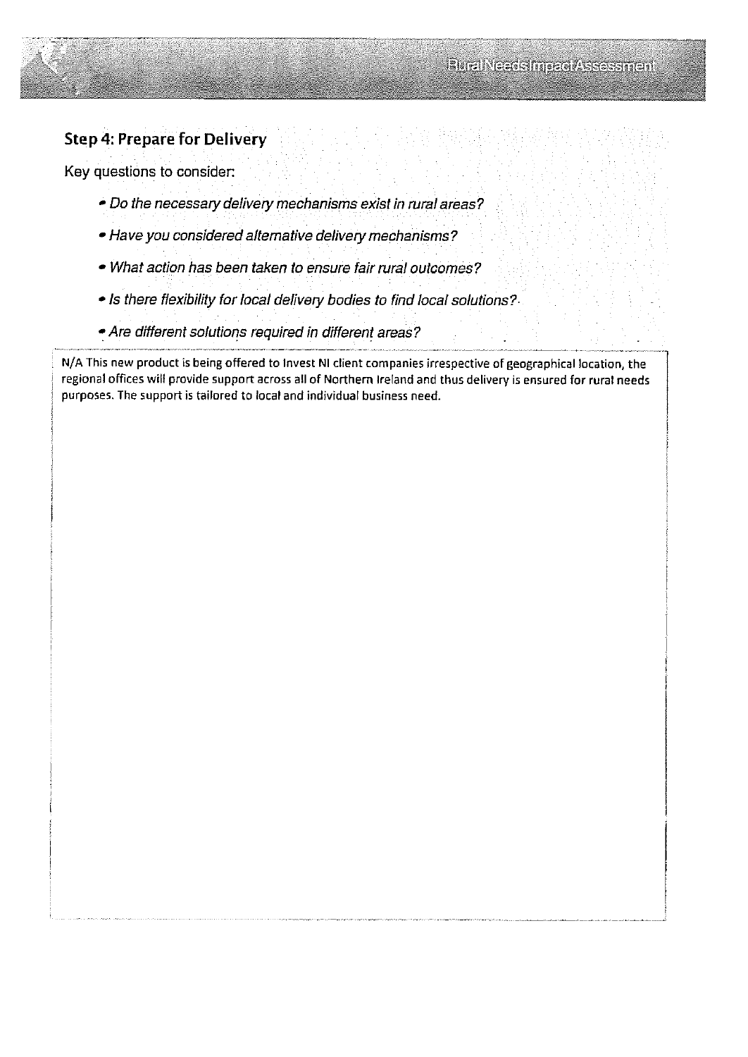## Step 4: Prepare for Delivery

Key questions to consider:

- *Do the necessary delivery mechanisms exist in rural areas?*
- *Have you considered alternative delivery mechanisms?*
- *What action has been taken to ensure fair rural outcomes?*
- *Is there flexibility for local delivery bodies to find local solutions?*
- *Are different solutions required in different areas?*

N/A This new product is being offered to Invest NI client companies irrespective of geographical location, the regional offices will provide support across all of Northern Ireland and thus delivery is ensured for rural needs purposes. The support is tailored to local and individual business need.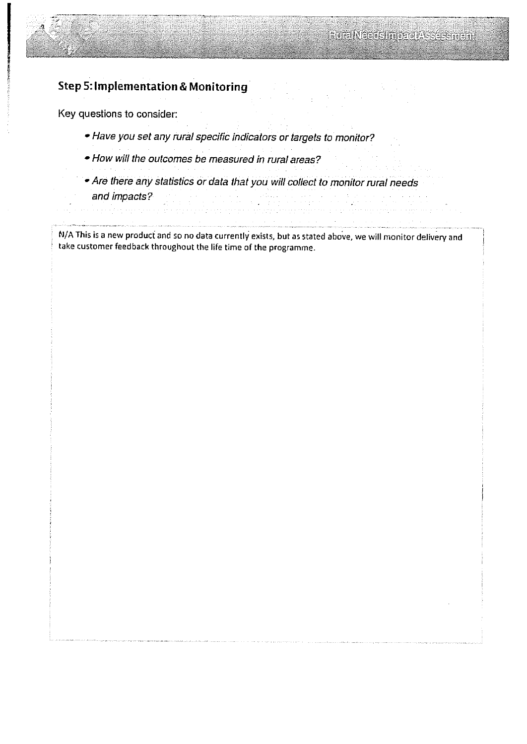## Step 5: Implementation & Monitoring

Key questions to consider:

- *Have you set any rural specific indicators or targets to monitor?*
- *How will the outcomes be measured in rural areas?*
- *Are there any statistics or data that you will collect to monitor rural needs and impacts?*

N/A This is a new product and so no data currently exists, but as stated above, we will monitor delivery and take customer feedback throughout the life time of the programme.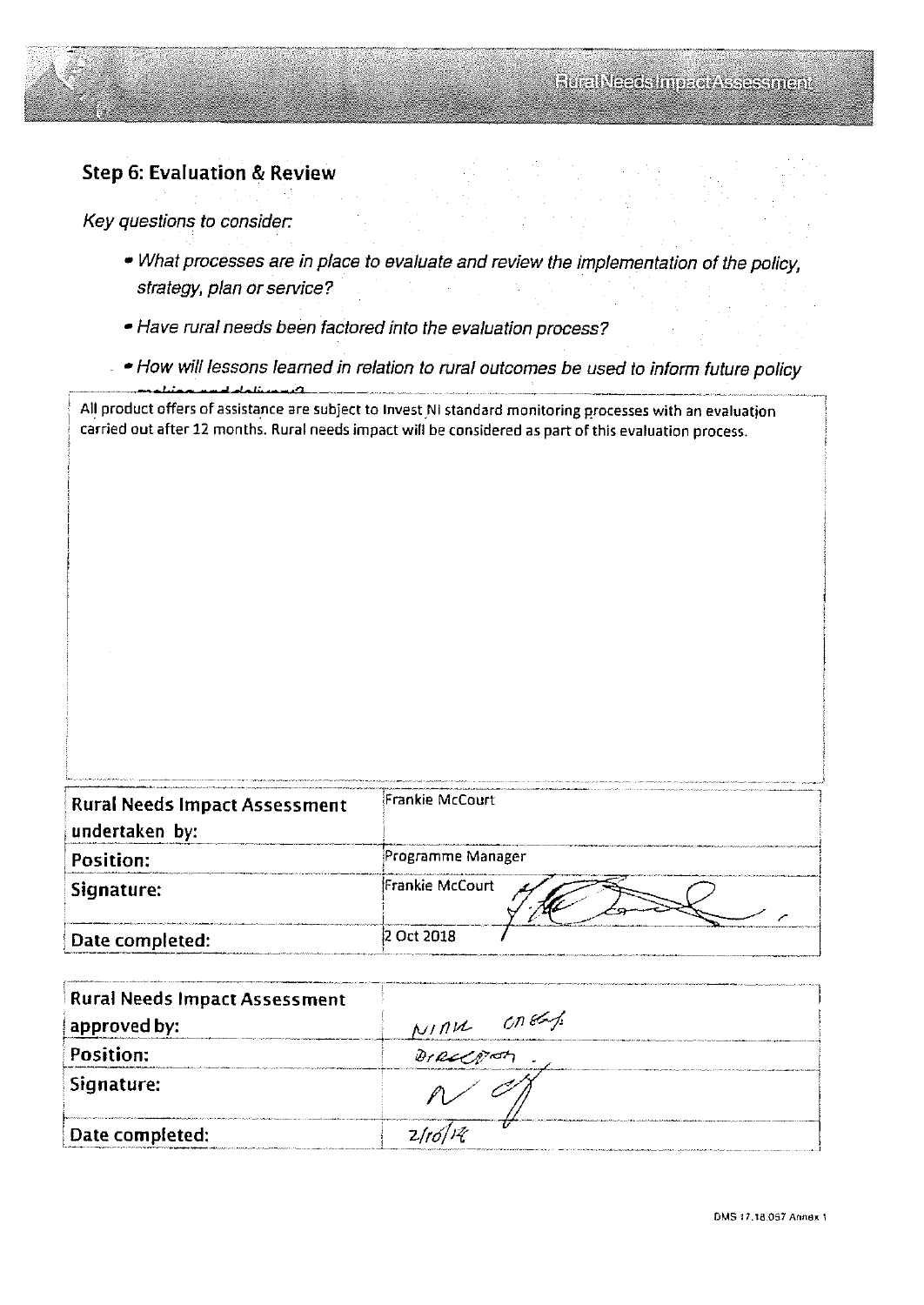## Step 6: Evaluation & Review

*Key questions to consider:*

- *What processes are in place to evaluate and review the implementation of the policy, strategy, plan or service?*
- *Have rural needs been factored into the evaluation process?*
- *How will lessons learned in relation to rural outcomes be used to inform future policy making and delivery?*

All product offers of assistance are subject to Invest NI standard monitoring processes with an evaluation carried out after 12 months. Rural needs impact will be considered as part of this evaluation process.

| | |
|---|---|
| **Rural Needs Impact Assessment undertaken by:** | Frankie McCourt |
| **Position:** | Programme Manager |
| **Signature:** | Frankie McCourt |
| **Date completed:** | 2 Oct 2018 |

| | |
|---|---|
| **Rural Needs Impact Assessment approved by:** | Nina Creagh |
| **Position:** | Director |
| **Signature:** | |
| **Date completed:** | 2/10/18 |

DMS 17.18.057 Annex 1